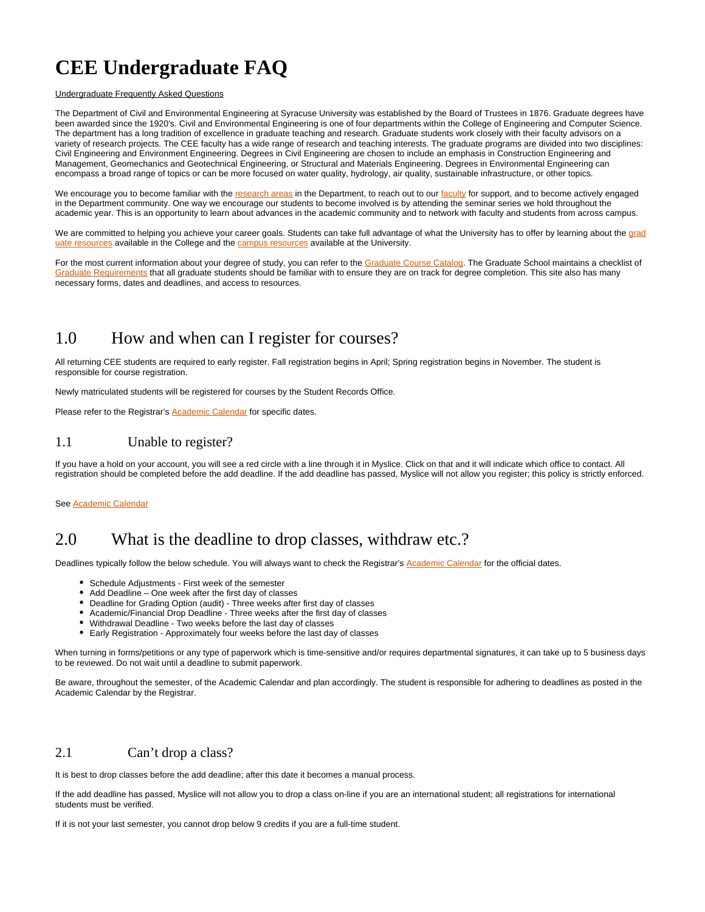# CEE Undergraduate FAQ

Undergraduate Frequently Asked Questions

The Department of Civil and Environmental Engineering at Syracuse University was established by the Board of Trustees in 1876. Graduate degrees have been awarded since the 1920's. Civil and Environmental Engineering is one of four departments within the College of Engineering and Computer Science. The department has a long tradition of excellence in graduate teaching and research. Graduate students work closely with their faculty advisors on a variety of research projects. The CEE faculty has a wide range of research and teaching interests. The graduate programs are divided into two disciplines: Civil Engineering and Environment Engineering. Degrees in Civil Engineering are chosen to include an emphasis in Construction Engineering and Management, Geomechanics and Geotechnical Engineering, or Structural and Materials Engineering. Degrees in Environmental Engineering can encompass a broad range of topics or can be more focused on water quality, hydrology, air quality, sustainable infrastructure, or other topics.

We encourage you to become familiar with the research areas in the Department, to reach out to our faculty for support, and to become actively engaged in the Department community. One way we encourage our students to become involved is by attending the seminar series we hold throughout the academic year. This is an opportunity to learn about advances in the academic community and to network with faculty and students from across campus.

We are committed to helping you achieve your career goals. Students can take full advantage of what the University has to offer by learning about the graduate resources available in the College and the campus resources available at the University.

For the most current information about your degree of study, you can refer to the Graduate Course Catalog. The Graduate School maintains a checklist of Graduate Requirements that all graduate students should be familiar with to ensure they are on track for degree completion. This site also has many necessary forms, dates and deadlines, and access to resources.

## 1.0 How and when can I register for courses?

All returning CEE students are required to early register. Fall registration begins in April; Spring registration begins in November. The student is responsible for course registration.

Newly matriculated students will be registered for courses by the Student Records Office.

Please refer to the Registrar's Academic Calendar for specific dates.

### 1.1 Unable to register?

If you have a hold on your account, you will see a red circle with a line through it in Myslice. Click on that and it will indicate which office to contact. All registration should be completed before the add deadline. If the add deadline has passed, Myslice will not allow you register; this policy is strictly enforced.

See Academic Calendar

## 2.0 What is the deadline to drop classes, withdraw etc.?

Deadlines typically follow the below schedule. You will always want to check the Registrar's Academic Calendar for the official dates.

- Schedule Adjustments - First week of the semester
- Add Deadline – One week after the first day of classes
- Deadline for Grading Option (audit) - Three weeks after first day of classes
- Academic/Financial Drop Deadline - Three weeks after the first day of classes
- Withdrawal Deadline - Two weeks before the last day of classes
- Early Registration - Approximately four weeks before the last day of classes

When turning in forms/petitions or any type of paperwork which is time-sensitive and/or requires departmental signatures, it can take up to 5 business days to be reviewed. Do not wait until a deadline to submit paperwork.

Be aware, throughout the semester, of the Academic Calendar and plan accordingly. The student is responsible for adhering to deadlines as posted in the Academic Calendar by the Registrar.

### 2.1 Can't drop a class?

It is best to drop classes before the add deadline; after this date it becomes a manual process.

If the add deadline has passed, Myslice will not allow you to drop a class on-line if you are an international student; all registrations for international students must be verified.

If it is not your last semester, you cannot drop below 9 credits if you are a full-time student.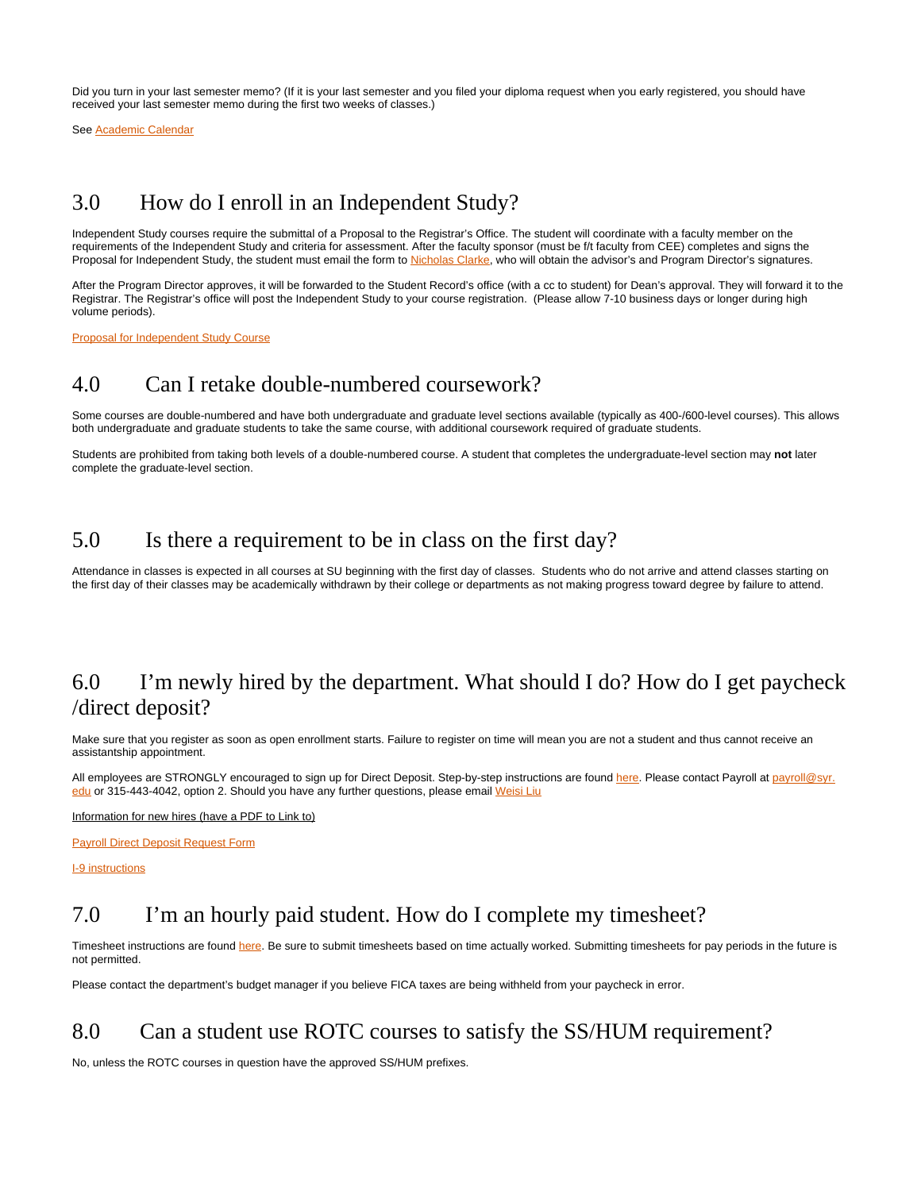Did you turn in your last semester memo? (If it is your last semester and you filed your diploma request when you early registered, you should have received your last semester memo during the first two weeks of classes.)

See Academic Calendar

## 3.0 How do I enroll in an Independent Study?

Independent Study courses require the submittal of a Proposal to the Registrar's Office. The student will coordinate with a faculty member on the requirements of the Independent Study and criteria for assessment. After the faculty sponsor (must be f/t faculty from CEE) completes and signs the Proposal for Independent Study, the student must email the form to Nicholas Clarke, who will obtain the advisor's and Program Director's signatures.

After the Program Director approves, it will be forwarded to the Student Record's office (with a cc to student) for Dean's approval. They will forward it to the Registrar. The Registrar's office will post the Independent Study to your course registration. (Please allow 7-10 business days or longer during high volume periods).

Proposal for Independent Study Course

## 4.0 Can I retake double-numbered coursework?

Some courses are double-numbered and have both undergraduate and graduate level sections available (typically as 400-/600-level courses). This allows both undergraduate and graduate students to take the same course, with additional coursework required of graduate students.

Students are prohibited from taking both levels of a double-numbered course. A student that completes the undergraduate-level section may **not** later complete the graduate-level section.

## 5.0 Is there a requirement to be in class on the first day?

Attendance in classes is expected in all courses at SU beginning with the first day of classes. Students who do not arrive and attend classes starting on the first day of their classes may be academically withdrawn by their college or departments as not making progress toward degree by failure to attend.

## 6.0 I'm newly hired by the department. What should I do? How do I get paycheck /direct deposit?

Make sure that you register as soon as open enrollment starts. Failure to register on time will mean you are not a student and thus cannot receive an assistantship appointment.

All employees are STRONGLY encouraged to sign up for Direct Deposit. Step-by-step instructions are found here. Please contact Payroll at payroll@syr.edu or 315-443-4042, option 2. Should you have any further questions, please email Weisi Liu

Information for new hires (have a PDF to Link to)

Payroll Direct Deposit Request Form

I-9 instructions

## 7.0 I'm an hourly paid student. How do I complete my timesheet?

Timesheet instructions are found here. Be sure to submit timesheets based on time actually worked. Submitting timesheets for pay periods in the future is not permitted.

Please contact the department's budget manager if you believe FICA taxes are being withheld from your paycheck in error.

## 8.0 Can a student use ROTC courses to satisfy the SS/HUM requirement?

No, unless the ROTC courses in question have the approved SS/HUM prefixes.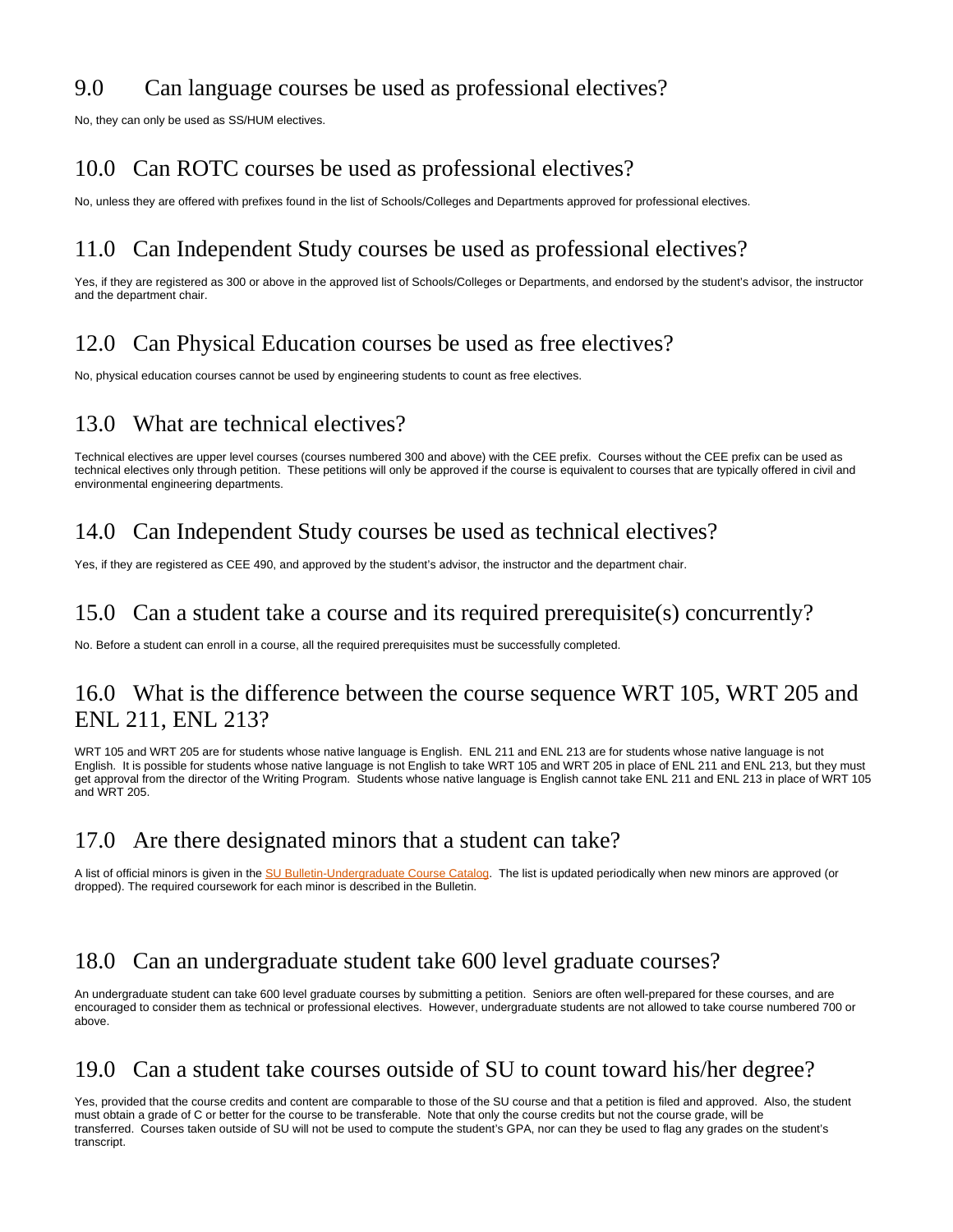## 9.0 Can language courses be used as professional electives?

No, they can only be used as SS/HUM electives.

## 10.0 Can ROTC courses be used as professional electives?

No, unless they are offered with prefixes found in the list of Schools/Colleges and Departments approved for professional electives.

## 11.0 Can Independent Study courses be used as professional electives?

Yes, if they are registered as 300 or above in the approved list of Schools/Colleges or Departments, and endorsed by the student's advisor, the instructor and the department chair.

## 12.0 Can Physical Education courses be used as free electives?

No, physical education courses cannot be used by engineering students to count as free electives.

## 13.0 What are technical electives?

Technical electives are upper level courses (courses numbered 300 and above) with the CEE prefix. Courses without the CEE prefix can be used as technical electives only through petition. These petitions will only be approved if the course is equivalent to courses that are typically offered in civil and environmental engineering departments.

## 14.0 Can Independent Study courses be used as technical electives?

Yes, if they are registered as CEE 490, and approved by the student's advisor, the instructor and the department chair.

## 15.0 Can a student take a course and its required prerequisite(s) concurrently?

No. Before a student can enroll in a course, all the required prerequisites must be successfully completed.

## 16.0 What is the difference between the course sequence WRT 105, WRT 205 and ENL 211, ENL 213?

WRT 105 and WRT 205 are for students whose native language is English. ENL 211 and ENL 213 are for students whose native language is not English. It is possible for students whose native language is not English to take WRT 105 and WRT 205 in place of ENL 211 and ENL 213, but they must get approval from the director of the Writing Program. Students whose native language is English cannot take ENL 211 and ENL 213 in place of WRT 105 and WRT 205.

## 17.0 Are there designated minors that a student can take?

A list of official minors is given in the SU Bulletin-Undergraduate Course Catalog. The list is updated periodically when new minors are approved (or dropped). The required coursework for each minor is described in the Bulletin.

## 18.0 Can an undergraduate student take 600 level graduate courses?

An undergraduate student can take 600 level graduate courses by submitting a petition. Seniors are often well-prepared for these courses, and are encouraged to consider them as technical or professional electives. However, undergraduate students are not allowed to take course numbered 700 or above.

## 19.0 Can a student take courses outside of SU to count toward his/her degree?

Yes, provided that the course credits and content are comparable to those of the SU course and that a petition is filed and approved. Also, the student must obtain a grade of C or better for the course to be transferable. Note that only the course credits but not the course grade, will be transferred. Courses taken outside of SU will not be used to compute the student's GPA, nor can they be used to flag any grades on the student's transcript.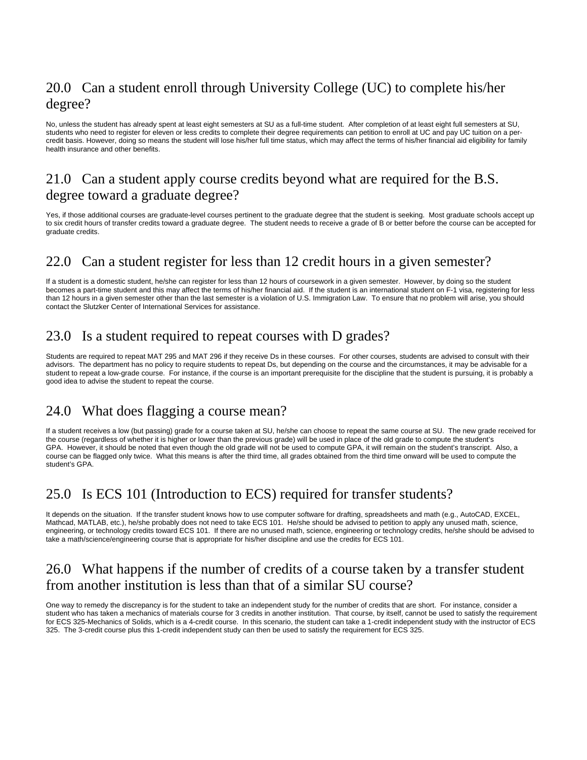## 20.0 Can a student enroll through University College (UC) to complete his/her degree?

No, unless the student has already spent at least eight semesters at SU as a full-time student. After completion of at least eight full semesters at SU, students who need to register for eleven or less credits to complete their degree requirements can petition to enroll at UC and pay UC tuition on a per-credit basis. However, doing so means the student will lose his/her full time status, which may affect the terms of his/her financial aid eligibility for family health insurance and other benefits.

## 21.0 Can a student apply course credits beyond what are required for the B.S. degree toward a graduate degree?

Yes, if those additional courses are graduate-level courses pertinent to the graduate degree that the student is seeking. Most graduate schools accept up to six credit hours of transfer credits toward a graduate degree. The student needs to receive a grade of B or better before the course can be accepted for graduate credits.

## 22.0 Can a student register for less than 12 credit hours in a given semester?

If a student is a domestic student, he/she can register for less than 12 hours of coursework in a given semester. However, by doing so the student becomes a part-time student and this may affect the terms of his/her financial aid. If the student is an international student on F-1 visa, registering for less than 12 hours in a given semester other than the last semester is a violation of U.S. Immigration Law. To ensure that no problem will arise, you should contact the Slutzker Center of International Services for assistance.

## 23.0 Is a student required to repeat courses with D grades?

Students are required to repeat MAT 295 and MAT 296 if they receive Ds in these courses. For other courses, students are advised to consult with their advisors. The department has no policy to require students to repeat Ds, but depending on the course and the circumstances, it may be advisable for a student to repeat a low-grade course. For instance, if the course is an important prerequisite for the discipline that the student is pursuing, it is probably a good idea to advise the student to repeat the course.

## 24.0 What does flagging a course mean?

If a student receives a low (but passing) grade for a course taken at SU, he/she can choose to repeat the same course at SU. The new grade received for the course (regardless of whether it is higher or lower than the previous grade) will be used in place of the old grade to compute the student's GPA. However, it should be noted that even though the old grade will not be used to compute GPA, it will remain on the student's transcript. Also, a course can be flagged only twice. What this means is after the third time, all grades obtained from the third time onward will be used to compute the student's GPA.

## 25.0 Is ECS 101 (Introduction to ECS) required for transfer students?

It depends on the situation. If the transfer student knows how to use computer software for drafting, spreadsheets and math (e.g., AutoCAD, EXCEL, Mathcad, MATLAB, etc.), he/she probably does not need to take ECS 101. He/she should be advised to petition to apply any unused math, science, engineering, or technology credits toward ECS 101. If there are no unused math, science, engineering or technology credits, he/she should be advised to take a math/science/engineering course that is appropriate for his/her discipline and use the credits for ECS 101.

## 26.0 What happens if the number of credits of a course taken by a transfer student from another institution is less than that of a similar SU course?

One way to remedy the discrepancy is for the student to take an independent study for the number of credits that are short. For instance, consider a student who has taken a mechanics of materials course for 3 credits in another institution. That course, by itself, cannot be used to satisfy the requirement for ECS 325-Mechanics of Solids, which is a 4-credit course. In this scenario, the student can take a 1-credit independent study with the instructor of ECS 325. The 3-credit course plus this 1-credit independent study can then be used to satisfy the requirement for ECS 325.